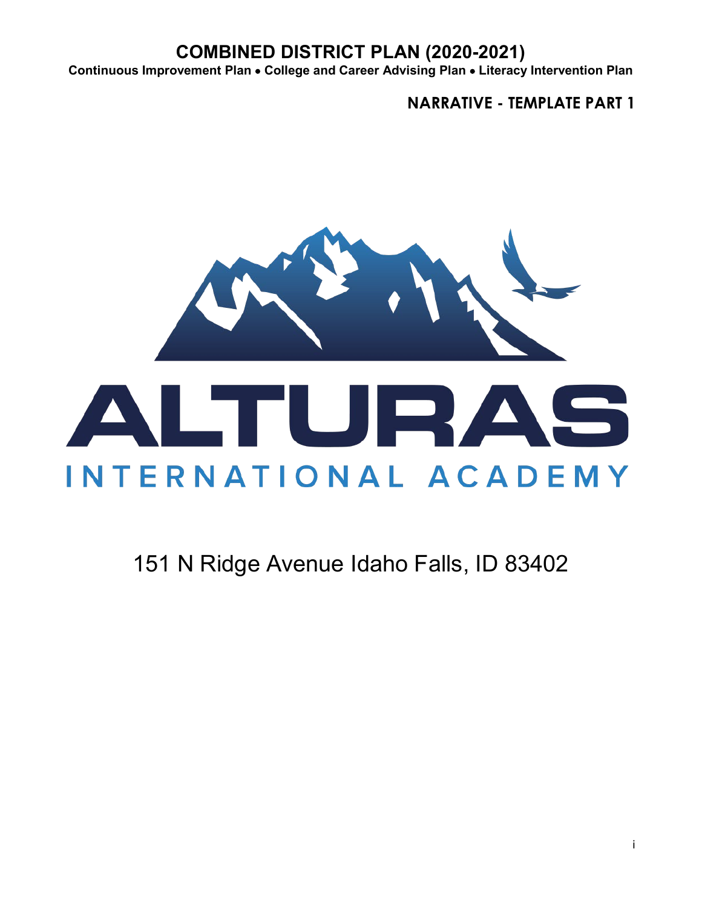# COMBINED DISTRICT PLAN (2020-2021)

**Continuous Improvement Plan • College and Career Advising Plan • Literacy Intervention Plan**

**NARRATIVE - TEMPLATE PART 1**

ALTURAS

INTERNATIONAL ACADEMY

151 N Ridge Avenue Idaho Falls, ID 83402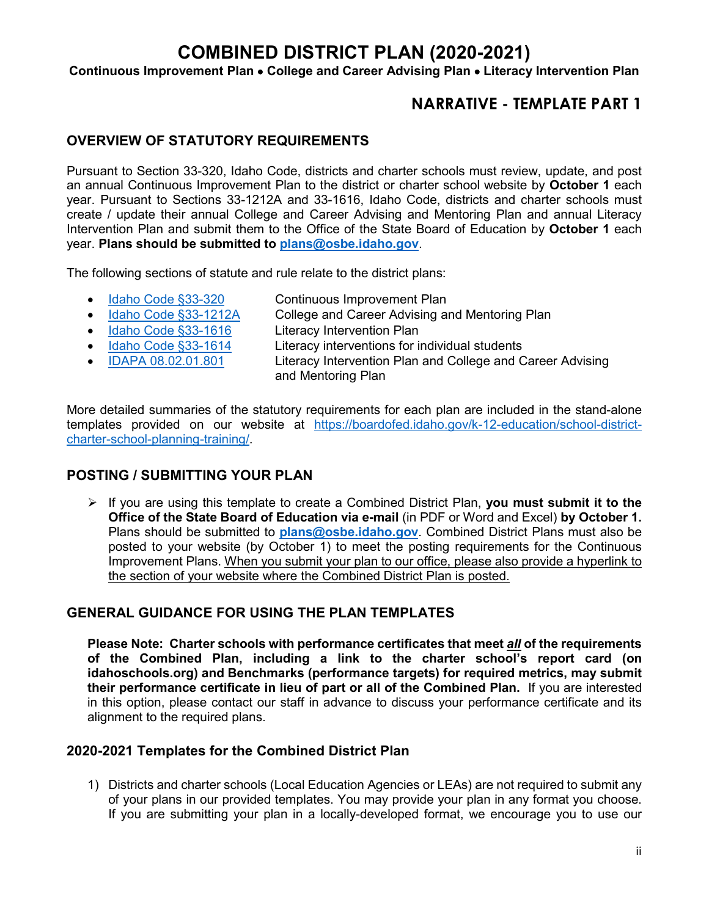# COMBINED DISTRICT PLAN (2020-2021)

**Continuous Improvement Plan • College and Career Advising Plan • Literacy Intervention Plan**

## NARRATIVE - TEMPLATE PART 1

### OVERVIEW OF STATUTORY REQUIREMENTS

Pursuant to Section 33-320, Idaho Code, districts and charter schools must review, update, and post an annual Continuous Improvement Plan to the district or charter school website by **October 1** each year. Pursuant to Sections 33-1212A and 33-1616, Idaho Code, districts and charter schools must create / update their annual College and Career Advising and Mentoring Plan and annual Literacy Intervention Plan and submit them to the Office of the State Board of Education by **October 1** each year. **Plans should be submitted to plans@osbe.idaho.gov**.

The following sections of statute and rule relate to the district plans:

- Idaho Code §33-320 — Continuous Improvement Plan
- Idaho Code §33-1212A — College and Career Advising and Mentoring Plan
- Idaho Code §33-1616 — Literacy Intervention Plan
- Idaho Code §33-1614 — Literacy interventions for individual students
- IDAPA 08.02.01.801 — Literacy Intervention Plan and College and Career Advising and Mentoring Plan

More detailed summaries of the statutory requirements for each plan are included in the stand-alone templates provided on our website at https://boardofed.idaho.gov/k-12-education/school-district-charter-school-planning-training/.

### POSTING / SUBMITTING YOUR PLAN

- If you are using this template to create a Combined District Plan, **you must submit it to the Office of the State Board of Education via e-mail** (in PDF or Word and Excel) **by October 1.** Plans should be submitted to **plans@osbe.idaho.gov**. Combined District Plans must also be posted to your website (by October 1) to meet the posting requirements for the Continuous Improvement Plans. When you submit your plan to our office, please also provide a hyperlink to the section of your website where the Combined District Plan is posted.

### GENERAL GUIDANCE FOR USING THE PLAN TEMPLATES

**Please Note: Charter schools with performance certificates that meet *all* of the requirements of the Combined Plan, including a link to the charter school's report card (on idahoschools.org) and Benchmarks (performance targets) for required metrics, may submit their performance certificate in lieu of part or all of the Combined Plan.** If you are interested in this option, please contact our staff in advance to discuss your performance certificate and its alignment to the required plans.

### 2020-2021 Templates for the Combined District Plan

1) Districts and charter schools (Local Education Agencies or LEAs) are not required to submit any of your plans in our provided templates. You may provide your plan in any format you choose. If you are submitting your plan in a locally-developed format, we encourage you to use our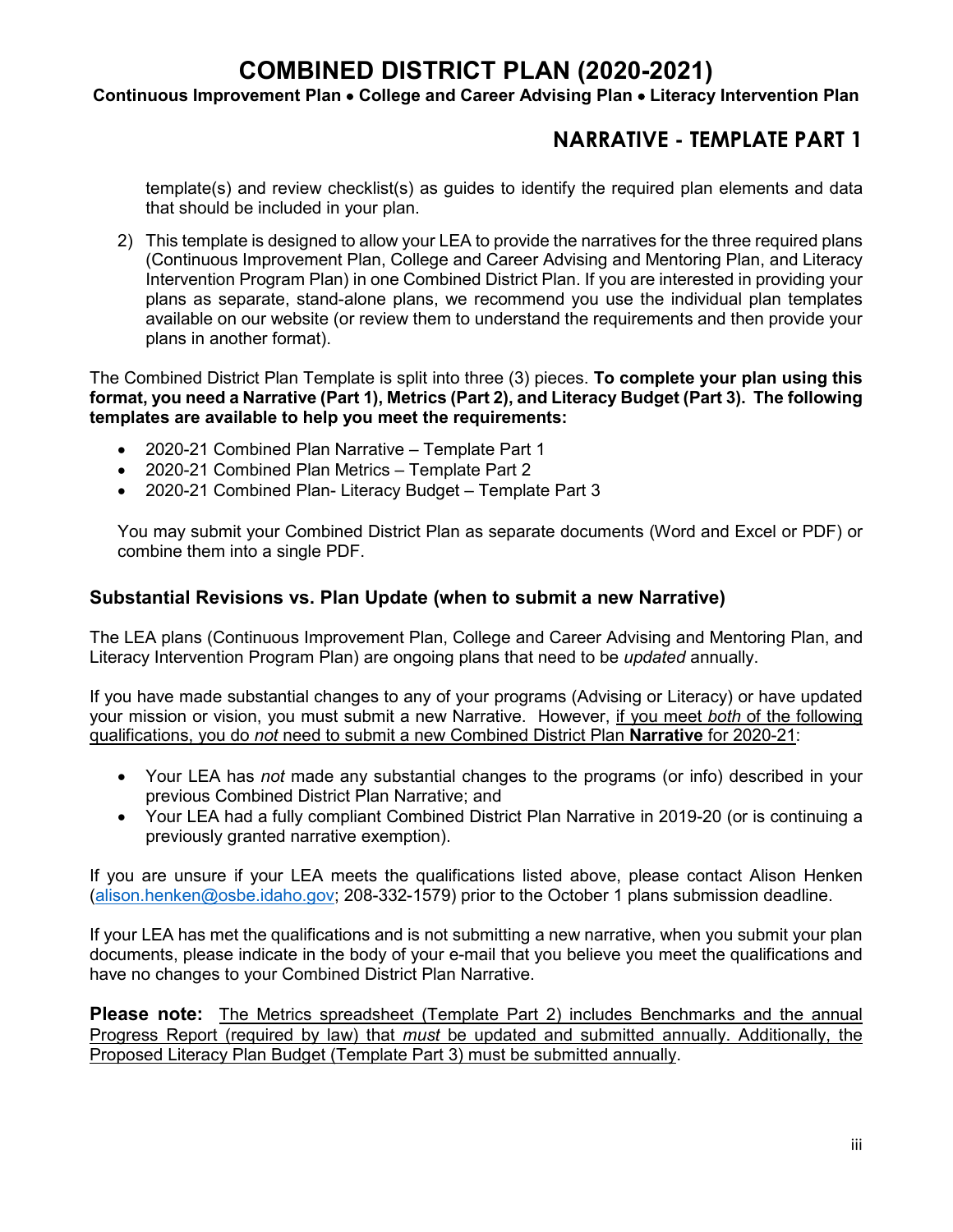template(s) and review checklist(s) as guides to identify the required plan elements and data that should be included in your plan.

2) This template is designed to allow your LEA to provide the narratives for the three required plans (Continuous Improvement Plan, College and Career Advising and Mentoring Plan, and Literacy Intervention Program Plan) in one Combined District Plan. If you are interested in providing your plans as separate, stand-alone plans, we recommend you use the individual plan templates available on our website (or review them to understand the requirements and then provide your plans in another format).

The Combined District Plan Template is split into three (3) pieces. **To complete your plan using this format, you need a Narrative (Part 1), Metrics (Part 2), and Literacy Budget (Part 3). The following templates are available to help you meet the requirements:**

- 2020-21 Combined Plan Narrative – Template Part 1
- 2020-21 Combined Plan Metrics – Template Part 2
- 2020-21 Combined Plan- Literacy Budget – Template Part 3

You may submit your Combined District Plan as separate documents (Word and Excel or PDF) or combine them into a single PDF.

### Substantial Revisions vs. Plan Update (when to submit a new Narrative)

The LEA plans (Continuous Improvement Plan, College and Career Advising and Mentoring Plan, and Literacy Intervention Program Plan) are ongoing plans that need to be *updated* annually.

If you have made substantial changes to any of your programs (Advising or Literacy) or have updated your mission or vision, you must submit a new Narrative. However, <u>if you meet *both* of the following qualifications, you do *not* need to submit a new Combined District Plan **Narrative** for 2020-21</u>:

- Your LEA has *not* made any substantial changes to the programs (or info) described in your previous Combined District Plan Narrative; and
- Your LEA had a fully compliant Combined District Plan Narrative in 2019-20 (or is continuing a previously granted narrative exemption).

If you are unsure if your LEA meets the qualifications listed above, please contact Alison Henken (alison.henken@osbe.idaho.gov; 208-332-1579) prior to the October 1 plans submission deadline.

If your LEA has met the qualifications and is not submitting a new narrative, when you submit your plan documents, please indicate in the body of your e-mail that you believe you meet the qualifications and have no changes to your Combined District Plan Narrative.

**Please note:** <u>The Metrics spreadsheet (Template Part 2) includes Benchmarks and the annual Progress Report (required by law) that *must* be updated and submitted annually. Additionally, the Proposed Literacy Plan Budget (Template Part 3) must be submitted annually</u>.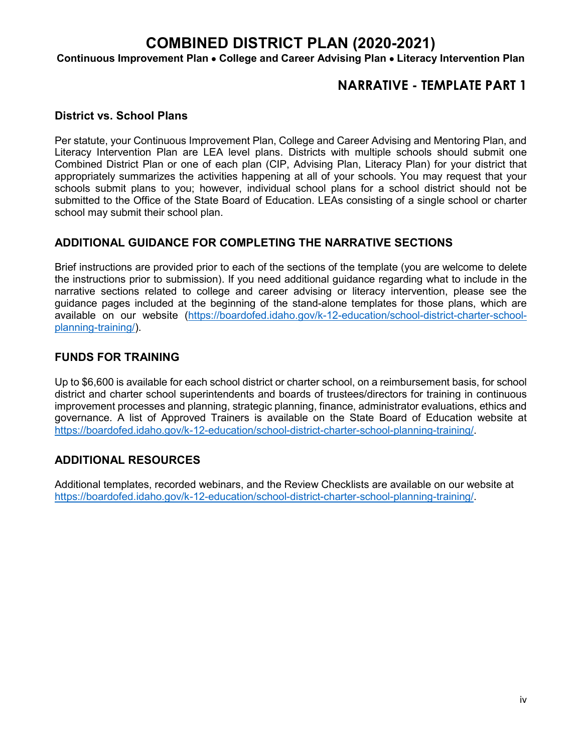# COMBINED DISTRICT PLAN (2020-2021)

**Continuous Improvement Plan • College and Career Advising Plan • Literacy Intervention Plan**

## NARRATIVE - TEMPLATE PART 1

### District vs. School Plans

Per statute, your Continuous Improvement Plan, College and Career Advising and Mentoring Plan, and Literacy Intervention Plan are LEA level plans. Districts with multiple schools should submit one Combined District Plan or one of each plan (CIP, Advising Plan, Literacy Plan) for your district that appropriately summarizes the activities happening at all of your schools. You may request that your schools submit plans to you; however, individual school plans for a school district should not be submitted to the Office of the State Board of Education. LEAs consisting of a single school or charter school may submit their school plan.

### ADDITIONAL GUIDANCE FOR COMPLETING THE NARRATIVE SECTIONS

Brief instructions are provided prior to each of the sections of the template (you are welcome to delete the instructions prior to submission). If you need additional guidance regarding what to include in the narrative sections related to college and career advising or literacy intervention, please see the guidance pages included at the beginning of the stand-alone templates for those plans, which are available on our website (https://boardofed.idaho.gov/k-12-education/school-district-charter-school-planning-training/).

### FUNDS FOR TRAINING

Up to $6,600 is available for each school district or charter school, on a reimbursement basis, for school district and charter school superintendents and boards of trustees/directors for training in continuous improvement processes and planning, strategic planning, finance, administrator evaluations, ethics and governance. A list of Approved Trainers is available on the State Board of Education website at https://boardofed.idaho.gov/k-12-education/school-district-charter-school-planning-training/.

### ADDITIONAL RESOURCES

Additional templates, recorded webinars, and the Review Checklists are available on our website at https://boardofed.idaho.gov/k-12-education/school-district-charter-school-planning-training/.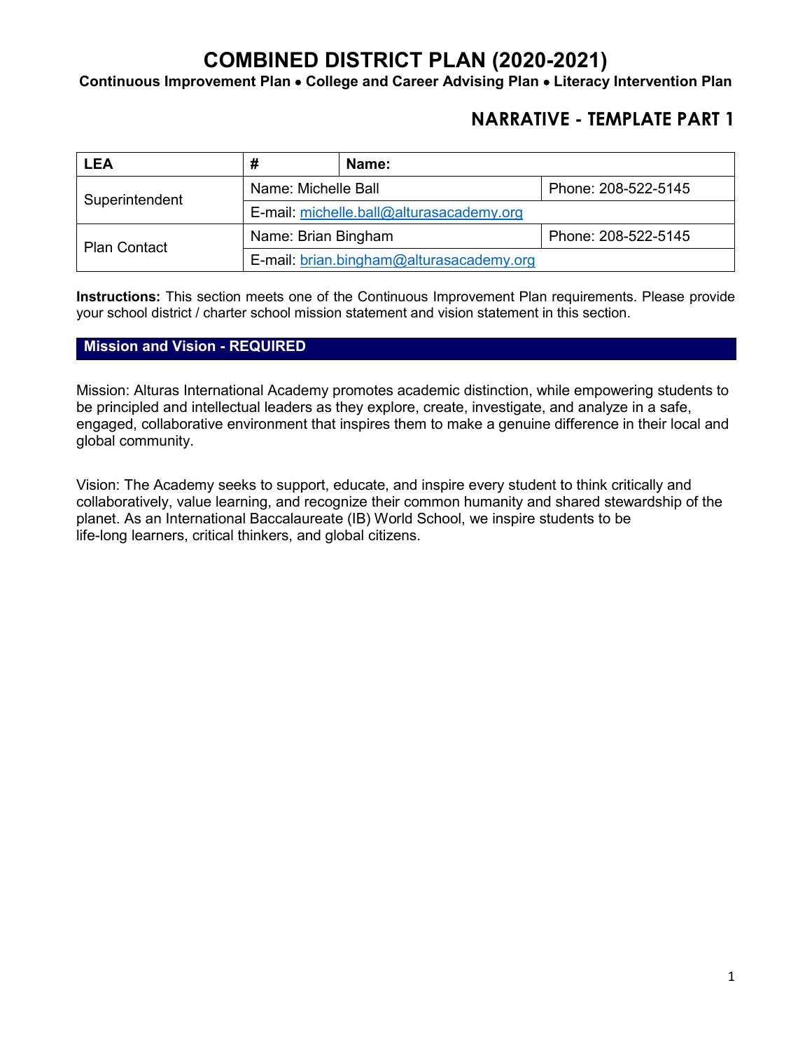# COMBINED DISTRICT PLAN (2020-2021)

**Continuous Improvement Plan • College and Career Advising Plan • Literacy Intervention Plan**

## NARRATIVE - TEMPLATE PART 1

| **LEA** | **#** | **Name:** | |
|---|---|---|---|
| Superintendent | Name: Michelle Ball | | Phone: 208-522-5145 |
| | E-mail: michelle.ball@alturasacademy.org | | |
| Plan Contact | Name: Brian Bingham | | Phone: 208-522-5145 |
| | E-mail: brian.bingham@alturasacademy.org | | |

**Instructions:** This section meets one of the Continuous Improvement Plan requirements. Please provide your school district / charter school mission statement and vision statement in this section.

### Mission and Vision - REQUIRED

Mission: Alturas International Academy promotes academic distinction, while empowering students to be principled and intellectual leaders as they explore, create, investigate, and analyze in a safe, engaged, collaborative environment that inspires them to make a genuine difference in their local and global community.

Vision: The Academy seeks to support, educate, and inspire every student to think critically and collaboratively, value learning, and recognize their common humanity and shared stewardship of the planet. As an International Baccalaureate (IB) World School, we inspire students to be life-long learners, critical thinkers, and global citizens.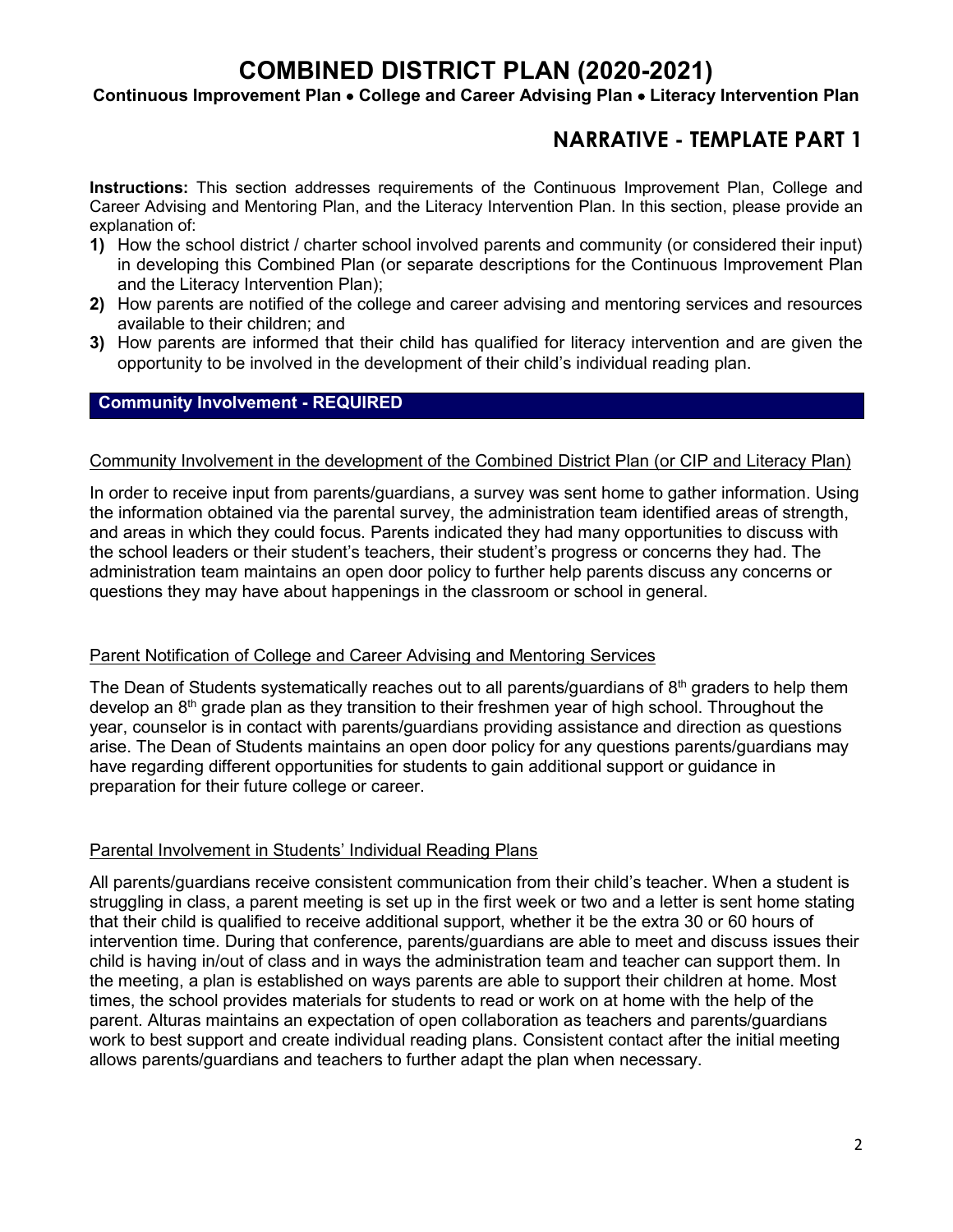# COMBINED DISTRICT PLAN (2020-2021)

**Continuous Improvement Plan • College and Career Advising Plan • Literacy Intervention Plan**

## NARRATIVE - TEMPLATE PART 1

**Instructions:** This section addresses requirements of the Continuous Improvement Plan, College and Career Advising and Mentoring Plan, and the Literacy Intervention Plan. In this section, please provide an explanation of:

1) How the school district / charter school involved parents and community (or considered their input) in developing this Combined Plan (or separate descriptions for the Continuous Improvement Plan and the Literacy Intervention Plan);
2) How parents are notified of the college and career advising and mentoring services and resources available to their children; and
3) How parents are informed that their child has qualified for literacy intervention and are given the opportunity to be involved in the development of their child's individual reading plan.

### Community Involvement - REQUIRED

Community Involvement in the development of the Combined District Plan (or CIP and Literacy Plan)

In order to receive input from parents/guardians, a survey was sent home to gather information. Using the information obtained via the parental survey, the administration team identified areas of strength, and areas in which they could focus. Parents indicated they had many opportunities to discuss with the school leaders or their student's teachers, their student's progress or concerns they had. The administration team maintains an open door policy to further help parents discuss any concerns or questions they may have about happenings in the classroom or school in general.

Parent Notification of College and Career Advising and Mentoring Services

The Dean of Students systematically reaches out to all parents/guardians of 8th graders to help them develop an 8th grade plan as they transition to their freshmen year of high school. Throughout the year, counselor is in contact with parents/guardians providing assistance and direction as questions arise. The Dean of Students maintains an open door policy for any questions parents/guardians may have regarding different opportunities for students to gain additional support or guidance in preparation for their future college or career.

Parental Involvement in Students' Individual Reading Plans

All parents/guardians receive consistent communication from their child's teacher. When a student is struggling in class, a parent meeting is set up in the first week or two and a letter is sent home stating that their child is qualified to receive additional support, whether it be the extra 30 or 60 hours of intervention time. During that conference, parents/guardians are able to meet and discuss issues their child is having in/out of class and in ways the administration team and teacher can support them. In the meeting, a plan is established on ways parents are able to support their children at home. Most times, the school provides materials for students to read or work on at home with the help of the parent. Alturas maintains an expectation of open collaboration as teachers and parents/guardians work to best support and create individual reading plans. Consistent contact after the initial meeting allows parents/guardians and teachers to further adapt the plan when necessary.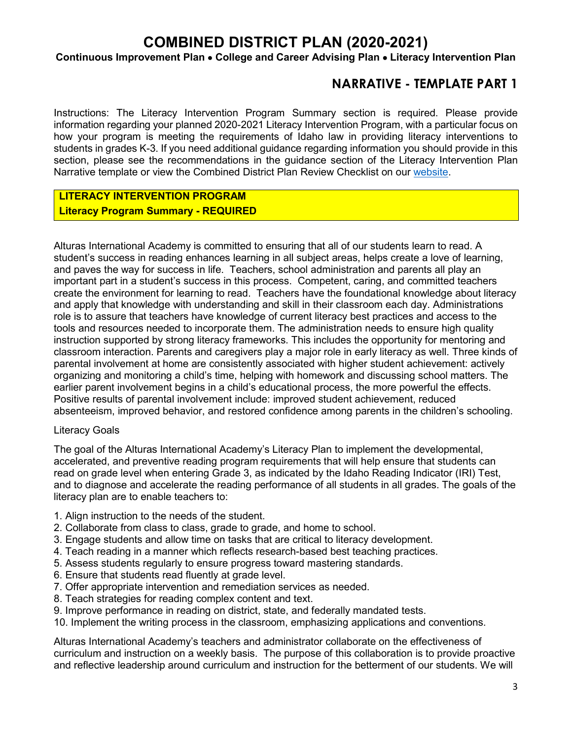# COMBINED DISTRICT PLAN (2020-2021)

**Continuous Improvement Plan • College and Career Advising Plan • Literacy Intervention Plan**

## NARRATIVE - TEMPLATE PART 1

Instructions: The Literacy Intervention Program Summary section is required. Please provide information regarding your planned 2020-2021 Literacy Intervention Program, with a particular focus on how your program is meeting the requirements of Idaho law in providing literacy interventions to students in grades K-3. If you need additional guidance regarding information you should provide in this section, please see the recommendations in the guidance section of the Literacy Intervention Plan Narrative template or view the Combined District Plan Review Checklist on our website.

**LITERACY INTERVENTION PROGRAM**
**Literacy Program Summary - REQUIRED**

Alturas International Academy is committed to ensuring that all of our students learn to read. A student's success in reading enhances learning in all subject areas, helps create a love of learning, and paves the way for success in life. Teachers, school administration and parents all play an important part in a student's success in this process. Competent, caring, and committed teachers create the environment for learning to read. Teachers have the foundational knowledge about literacy and apply that knowledge with understanding and skill in their classroom each day. Administrations role is to assure that teachers have knowledge of current literacy best practices and access to the tools and resources needed to incorporate them. The administration needs to ensure high quality instruction supported by strong literacy frameworks. This includes the opportunity for mentoring and classroom interaction. Parents and caregivers play a major role in early literacy as well. Three kinds of parental involvement at home are consistently associated with higher student achievement: actively organizing and monitoring a child's time, helping with homework and discussing school matters. The earlier parent involvement begins in a child's educational process, the more powerful the effects. Positive results of parental involvement include: improved student achievement, reduced absenteeism, improved behavior, and restored confidence among parents in the children's schooling.

Literacy Goals

The goal of the Alturas International Academy's Literacy Plan to implement the developmental, accelerated, and preventive reading program requirements that will help ensure that students can read on grade level when entering Grade 3, as indicated by the Idaho Reading Indicator (IRI) Test, and to diagnose and accelerate the reading performance of all students in all grades. The goals of the literacy plan are to enable teachers to:

1. Align instruction to the needs of the student.
2. Collaborate from class to class, grade to grade, and home to school.
3. Engage students and allow time on tasks that are critical to literacy development.
4. Teach reading in a manner which reflects research-based best teaching practices.
5. Assess students regularly to ensure progress toward mastering standards.
6. Ensure that students read fluently at grade level.
7. Offer appropriate intervention and remediation services as needed.
8. Teach strategies for reading complex content and text.
9. Improve performance in reading on district, state, and federally mandated tests.
10. Implement the writing process in the classroom, emphasizing applications and conventions.

Alturas International Academy's teachers and administrator collaborate on the effectiveness of curriculum and instruction on a weekly basis. The purpose of this collaboration is to provide proactive and reflective leadership around curriculum and instruction for the betterment of our students. We will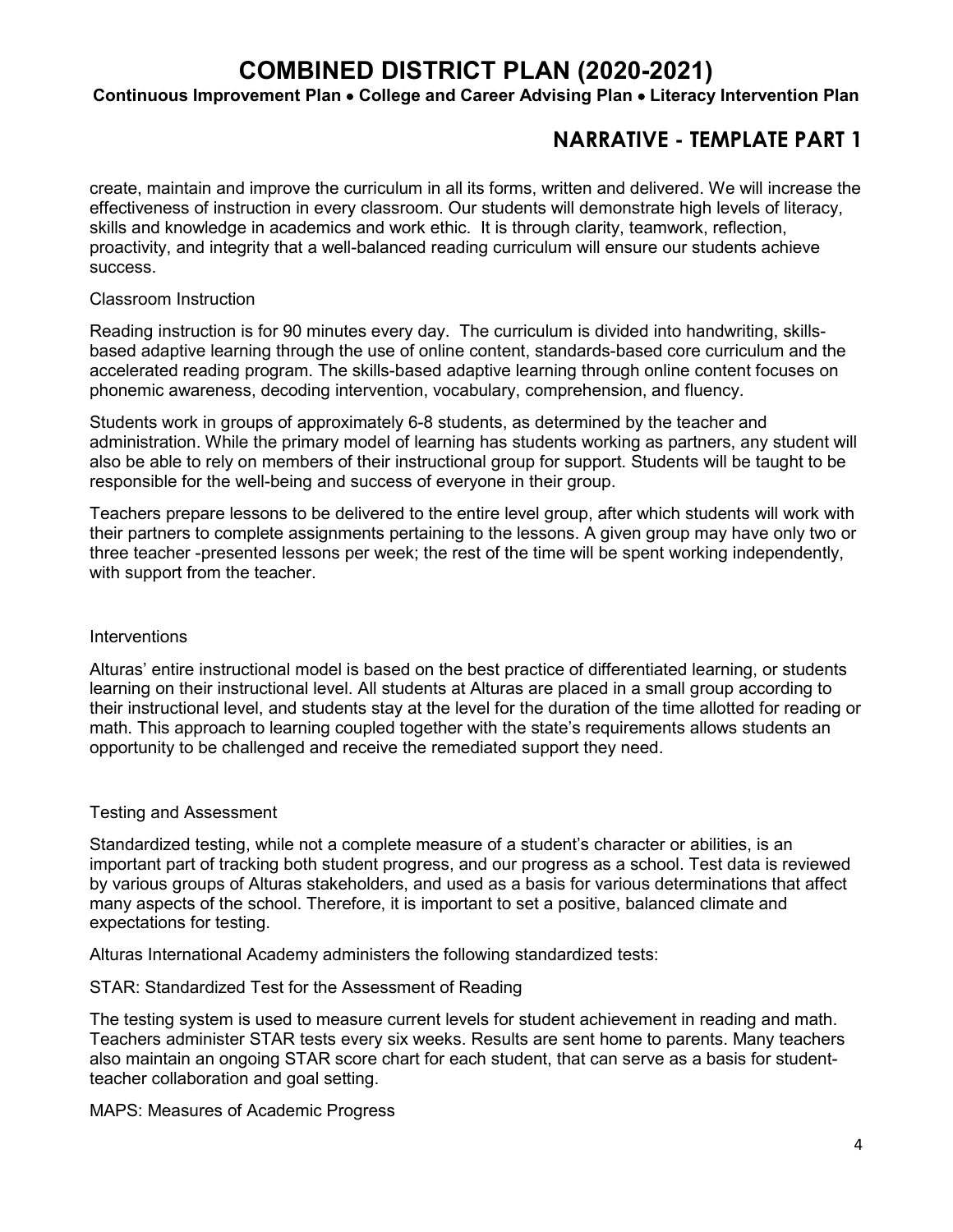create, maintain and improve the curriculum in all its forms, written and delivered. We will increase the effectiveness of instruction in every classroom. Our students will demonstrate high levels of literacy, skills and knowledge in academics and work ethic. It is through clarity, teamwork, reflection, proactivity, and integrity that a well-balanced reading curriculum will ensure our students achieve success.

Classroom Instruction

Reading instruction is for 90 minutes every day. The curriculum is divided into handwriting, skills-based adaptive learning through the use of online content, standards-based core curriculum and the accelerated reading program. The skills-based adaptive learning through online content focuses on phonemic awareness, decoding intervention, vocabulary, comprehension, and fluency.

Students work in groups of approximately 6-8 students, as determined by the teacher and administration. While the primary model of learning has students working as partners, any student will also be able to rely on members of their instructional group for support. Students will be taught to be responsible for the well-being and success of everyone in their group.

Teachers prepare lessons to be delivered to the entire level group, after which students will work with their partners to complete assignments pertaining to the lessons. A given group may have only two or three teacher -presented lessons per week; the rest of the time will be spent working independently, with support from the teacher.

Interventions

Alturas' entire instructional model is based on the best practice of differentiated learning, or students learning on their instructional level. All students at Alturas are placed in a small group according to their instructional level, and students stay at the level for the duration of the time allotted for reading or math. This approach to learning coupled together with the state's requirements allows students an opportunity to be challenged and receive the remediated support they need.

Testing and Assessment

Standardized testing, while not a complete measure of a student's character or abilities, is an important part of tracking both student progress, and our progress as a school. Test data is reviewed by various groups of Alturas stakeholders, and used as a basis for various determinations that affect many aspects of the school. Therefore, it is important to set a positive, balanced climate and expectations for testing.

Alturas International Academy administers the following standardized tests:

STAR: Standardized Test for the Assessment of Reading

The testing system is used to measure current levels for student achievement in reading and math. Teachers administer STAR tests every six weeks. Results are sent home to parents. Many teachers also maintain an ongoing STAR score chart for each student, that can serve as a basis for student-teacher collaboration and goal setting.

MAPS: Measures of Academic Progress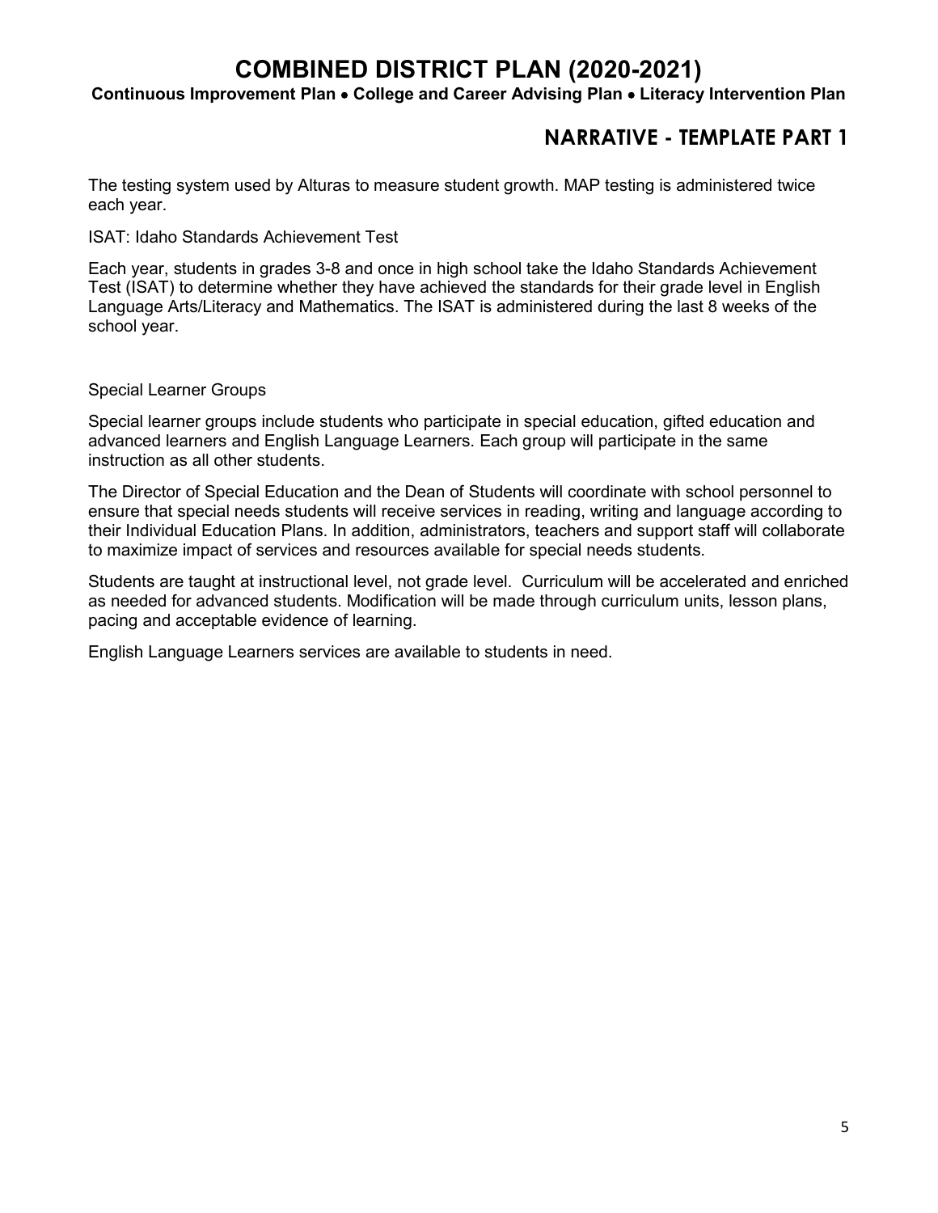# COMBINED DISTRICT PLAN (2020-2021)

**Continuous Improvement Plan • College and Career Advising Plan • Literacy Intervention Plan**

## NARRATIVE - TEMPLATE PART 1

The testing system used by Alturas to measure student growth. MAP testing is administered twice each year.

ISAT: Idaho Standards Achievement Test

Each year, students in grades 3-8 and once in high school take the Idaho Standards Achievement Test (ISAT) to determine whether they have achieved the standards for their grade level in English Language Arts/Literacy and Mathematics. The ISAT is administered during the last 8 weeks of the school year.

Special Learner Groups

Special learner groups include students who participate in special education, gifted education and advanced learners and English Language Learners. Each group will participate in the same instruction as all other students.

The Director of Special Education and the Dean of Students will coordinate with school personnel to ensure that special needs students will receive services in reading, writing and language according to their Individual Education Plans. In addition, administrators, teachers and support staff will collaborate to maximize impact of services and resources available for special needs students.

Students are taught at instructional level, not grade level. Curriculum will be accelerated and enriched as needed for advanced students. Modification will be made through curriculum units, lesson plans, pacing and acceptable evidence of learning.

English Language Learners services are available to students in need.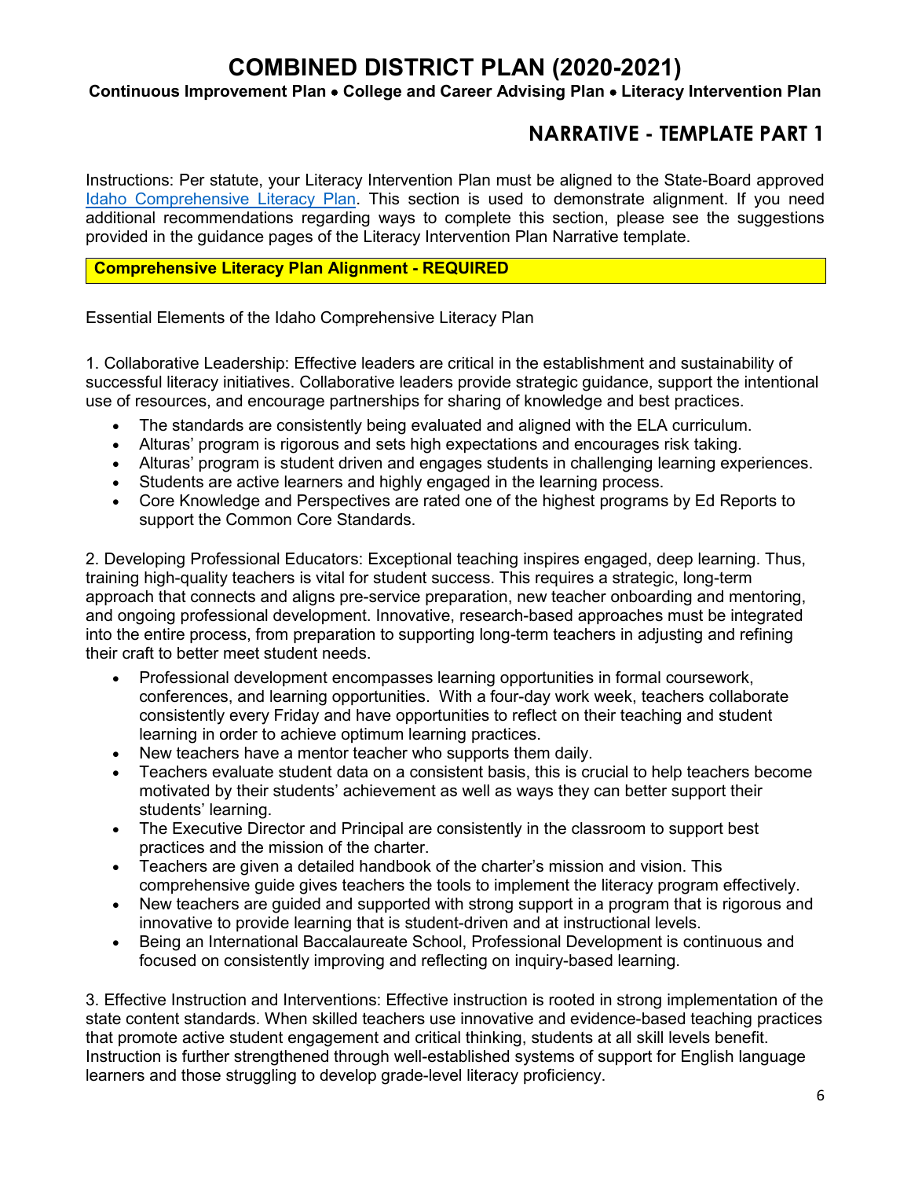# COMBINED DISTRICT PLAN (2020-2021)

**Continuous Improvement Plan • College and Career Advising Plan • Literacy Intervention Plan**

## NARRATIVE - TEMPLATE PART 1

Instructions: Per statute, your Literacy Intervention Plan must be aligned to the State-Board approved Idaho Comprehensive Literacy Plan. This section is used to demonstrate alignment. If you need additional recommendations regarding ways to complete this section, please see the suggestions provided in the guidance pages of the Literacy Intervention Plan Narrative template.

**Comprehensive Literacy Plan Alignment - REQUIRED**

Essential Elements of the Idaho Comprehensive Literacy Plan

1. Collaborative Leadership: Effective leaders are critical in the establishment and sustainability of successful literacy initiatives. Collaborative leaders provide strategic guidance, support the intentional use of resources, and encourage partnerships for sharing of knowledge and best practices.

- The standards are consistently being evaluated and aligned with the ELA curriculum.
- Alturas' program is rigorous and sets high expectations and encourages risk taking.
- Alturas' program is student driven and engages students in challenging learning experiences.
- Students are active learners and highly engaged in the learning process.
- Core Knowledge and Perspectives are rated one of the highest programs by Ed Reports to support the Common Core Standards.

2. Developing Professional Educators: Exceptional teaching inspires engaged, deep learning. Thus, training high-quality teachers is vital for student success. This requires a strategic, long-term approach that connects and aligns pre-service preparation, new teacher onboarding and mentoring, and ongoing professional development. Innovative, research-based approaches must be integrated into the entire process, from preparation to supporting long-term teachers in adjusting and refining their craft to better meet student needs.

- Professional development encompasses learning opportunities in formal coursework, conferences, and learning opportunities. With a four-day work week, teachers collaborate consistently every Friday and have opportunities to reflect on their teaching and student learning in order to achieve optimum learning practices.
- New teachers have a mentor teacher who supports them daily.
- Teachers evaluate student data on a consistent basis, this is crucial to help teachers become motivated by their students' achievement as well as ways they can better support their students' learning.
- The Executive Director and Principal are consistently in the classroom to support best practices and the mission of the charter.
- Teachers are given a detailed handbook of the charter's mission and vision. This comprehensive guide gives teachers the tools to implement the literacy program effectively.
- New teachers are guided and supported with strong support in a program that is rigorous and innovative to provide learning that is student-driven and at instructional levels.
- Being an International Baccalaureate School, Professional Development is continuous and focused on consistently improving and reflecting on inquiry-based learning.

3. Effective Instruction and Interventions: Effective instruction is rooted in strong implementation of the state content standards. When skilled teachers use innovative and evidence-based teaching practices that promote active student engagement and critical thinking, students at all skill levels benefit. Instruction is further strengthened through well-established systems of support for English language learners and those struggling to develop grade-level literacy proficiency.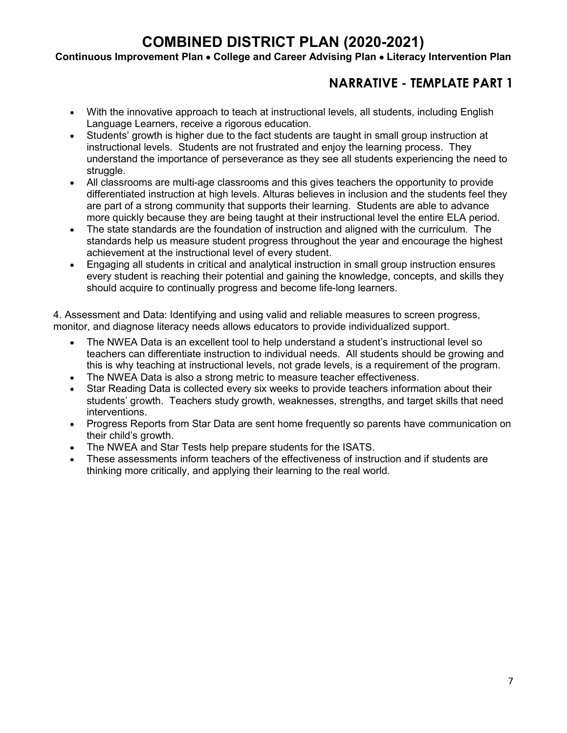- With the innovative approach to teach at instructional levels, all students, including English Language Learners, receive a rigorous education.
- Students' growth is higher due to the fact students are taught in small group instruction at instructional levels. Students are not frustrated and enjoy the learning process. They understand the importance of perseverance as they see all students experiencing the need to struggle.
- All classrooms are multi-age classrooms and this gives teachers the opportunity to provide differentiated instruction at high levels. Alturas believes in inclusion and the students feel they are part of a strong community that supports their learning. Students are able to advance more quickly because they are being taught at their instructional level the entire ELA period.
- The state standards are the foundation of instruction and aligned with the curriculum. The standards help us measure student progress throughout the year and encourage the highest achievement at the instructional level of every student.
- Engaging all students in critical and analytical instruction in small group instruction ensures every student is reaching their potential and gaining the knowledge, concepts, and skills they should acquire to continually progress and become life-long learners.

4. Assessment and Data: Identifying and using valid and reliable measures to screen progress, monitor, and diagnose literacy needs allows educators to provide individualized support.

- The NWEA Data is an excellent tool to help understand a student's instructional level so teachers can differentiate instruction to individual needs. All students should be growing and this is why teaching at instructional levels, not grade levels, is a requirement of the program.
- The NWEA Data is also a strong metric to measure teacher effectiveness.
- Star Reading Data is collected every six weeks to provide teachers information about their students' growth. Teachers study growth, weaknesses, strengths, and target skills that need interventions.
- Progress Reports from Star Data are sent home frequently so parents have communication on their child's growth.
- The NWEA and Star Tests help prepare students for the ISATS.
- These assessments inform teachers of the effectiveness of instruction and if students are thinking more critically, and applying their learning to the real world.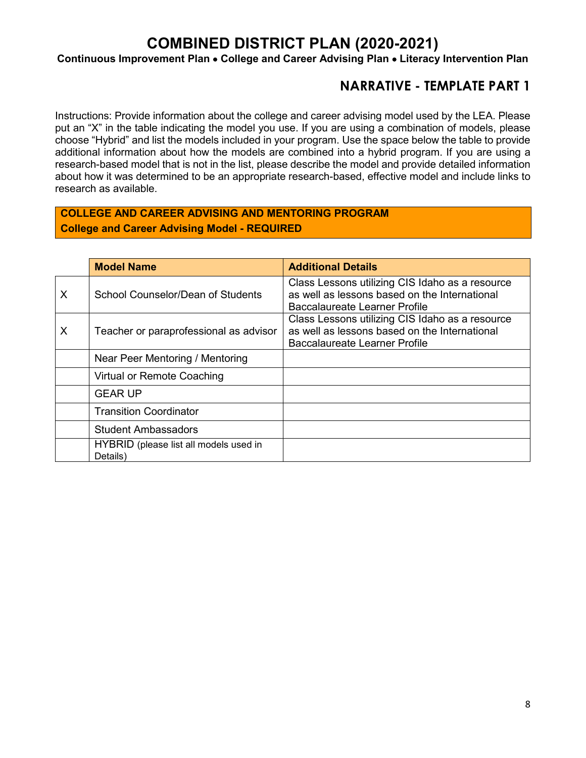# COMBINED DISTRICT PLAN (2020-2021)

**Continuous Improvement Plan • College and Career Advising Plan • Literacy Intervention Plan**

## NARRATIVE - TEMPLATE PART 1

Instructions: Provide information about the college and career advising model used by the LEA. Please put an "X" in the table indicating the model you use. If you are using a combination of models, please choose "Hybrid" and list the models included in your program. Use the space below the table to provide additional information about how the models are combined into a hybrid program. If you are using a research-based model that is not in the list, please describe the model and provide detailed information about how it was determined to be an appropriate research-based, effective model and include links to research as available.

**COLLEGE AND CAREER ADVISING AND MENTORING PROGRAM**
**College and Career Advising Model - REQUIRED**

| | Model Name | Additional Details |
|---|---|---|
| X | School Counselor/Dean of Students | Class Lessons utilizing CIS Idaho as a resource as well as lessons based on the International Baccalaureate Learner Profile |
| X | Teacher or paraprofessional as advisor | Class Lessons utilizing CIS Idaho as a resource as well as lessons based on the International Baccalaureate Learner Profile |
| | Near Peer Mentoring / Mentoring | |
| | Virtual or Remote Coaching | |
| | GEAR UP | |
| | Transition Coordinator | |
| | Student Ambassadors | |
| | HYBRID (please list all models used in Details) | |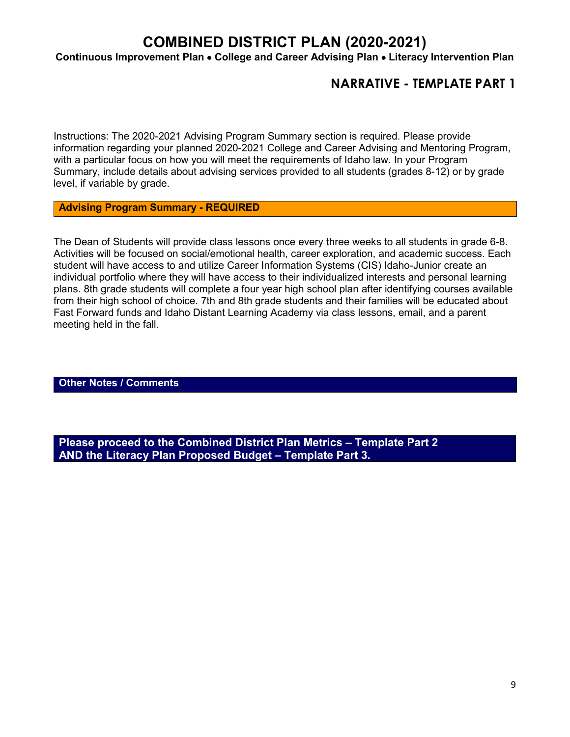# COMBINED DISTRICT PLAN (2020-2021)

**Continuous Improvement Plan • College and Career Advising Plan • Literacy Intervention Plan**

## NARRATIVE - TEMPLATE PART 1

Instructions: The 2020-2021 Advising Program Summary section is required. Please provide information regarding your planned 2020-2021 College and Career Advising and Mentoring Program, with a particular focus on how you will meet the requirements of Idaho law. In your Program Summary, include details about advising services provided to all students (grades 8-12) or by grade level, if variable by grade.

### Advising Program Summary - REQUIRED

The Dean of Students will provide class lessons once every three weeks to all students in grade 6-8. Activities will be focused on social/emotional health, career exploration, and academic success. Each student will have access to and utilize Career Information Systems (CIS) Idaho-Junior create an individual portfolio where they will have access to their individualized interests and personal learning plans. 8th grade students will complete a four year high school plan after identifying courses available from their high school of choice. 7th and 8th grade students and their families will be educated about Fast Forward funds and Idaho Distant Learning Academy via class lessons, email, and a parent meeting held in the fall.

### Other Notes / Comments

**Please proceed to the Combined District Plan Metrics – Template Part 2 AND the Literacy Plan Proposed Budget – Template Part 3.**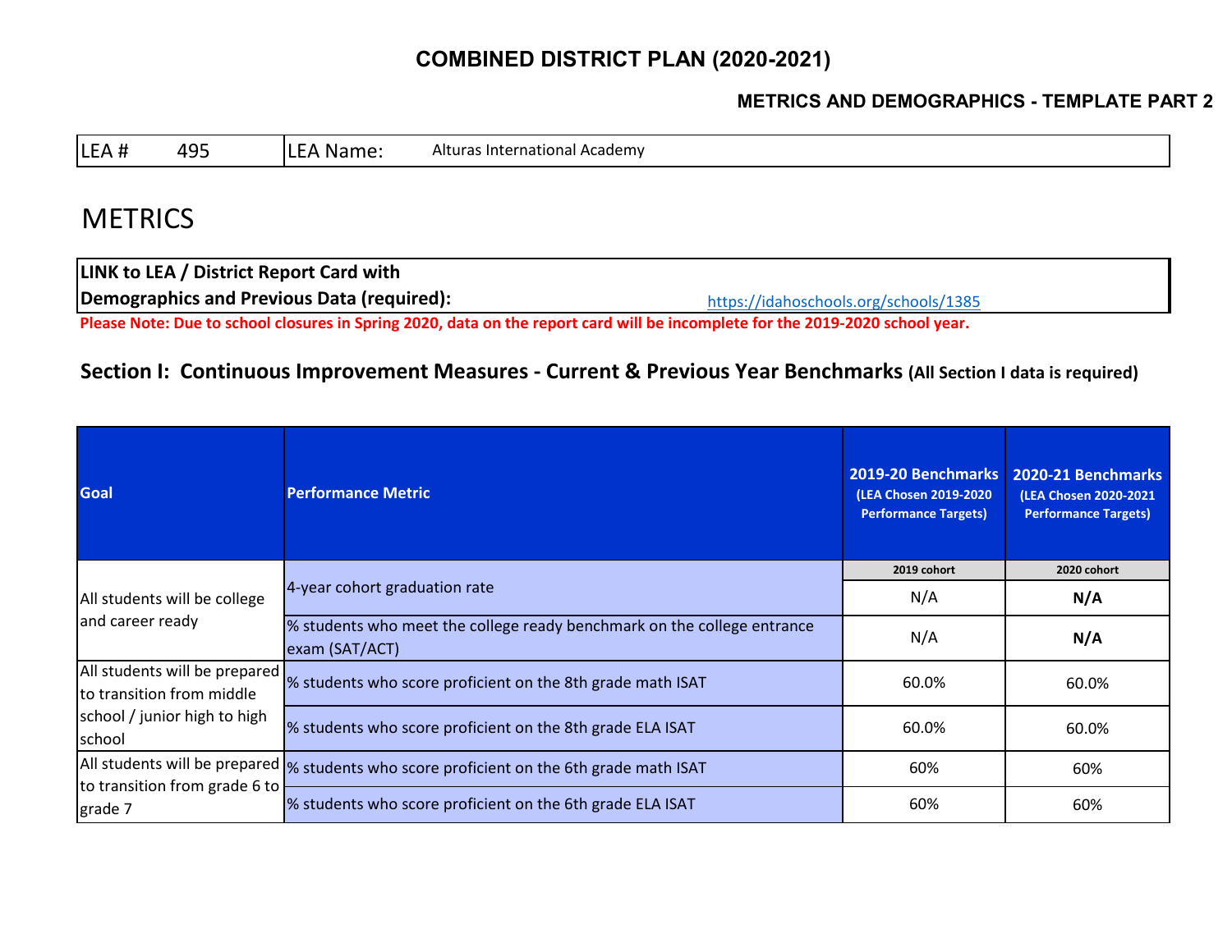# COMBINED DISTRICT PLAN (2020-2021)

### METRICS AND DEMOGRAPHICS - TEMPLATE PART 2

| LEA # 495 | LEA Name: Alturas International Academy |
|---|---|

## METRICS

**LINK to LEA / District Report Card with Demographics and Previous Data (required):** https://idahoschools.org/schools/1385

**Please Note: Due to school closures in Spring 2020, data on the report card will be incomplete for the 2019-2020 school year.**

### Section I: Continuous Improvement Measures - Current & Previous Year Benchmarks (All Section I data is required)

| Goal | Performance Metric | 2019-20 Benchmarks (LEA Chosen 2019-2020 Performance Targets) | 2020-21 Benchmarks (LEA Chosen 2020-2021 Performance Targets) |
|---|---|---|---|
| | | 2019 cohort | 2020 cohort |
| All students will be college and career ready | 4-year cohort graduation rate | N/A | **N/A** |
| | % students who meet the college ready benchmark on the college entrance exam (SAT/ACT) | N/A | **N/A** |
| All students will be prepared to transition from middle school / junior high to high school | % students who score proficient on the 8th grade math ISAT | 60.0% | 60.0% |
| | % students who score proficient on the 8th grade ELA ISAT | 60.0% | 60.0% |
| All students will be prepared to transition from grade 6 to grade 7 | % students who score proficient on the 6th grade math ISAT | 60% | 60% |
| | % students who score proficient on the 6th grade ELA ISAT | 60% | 60% |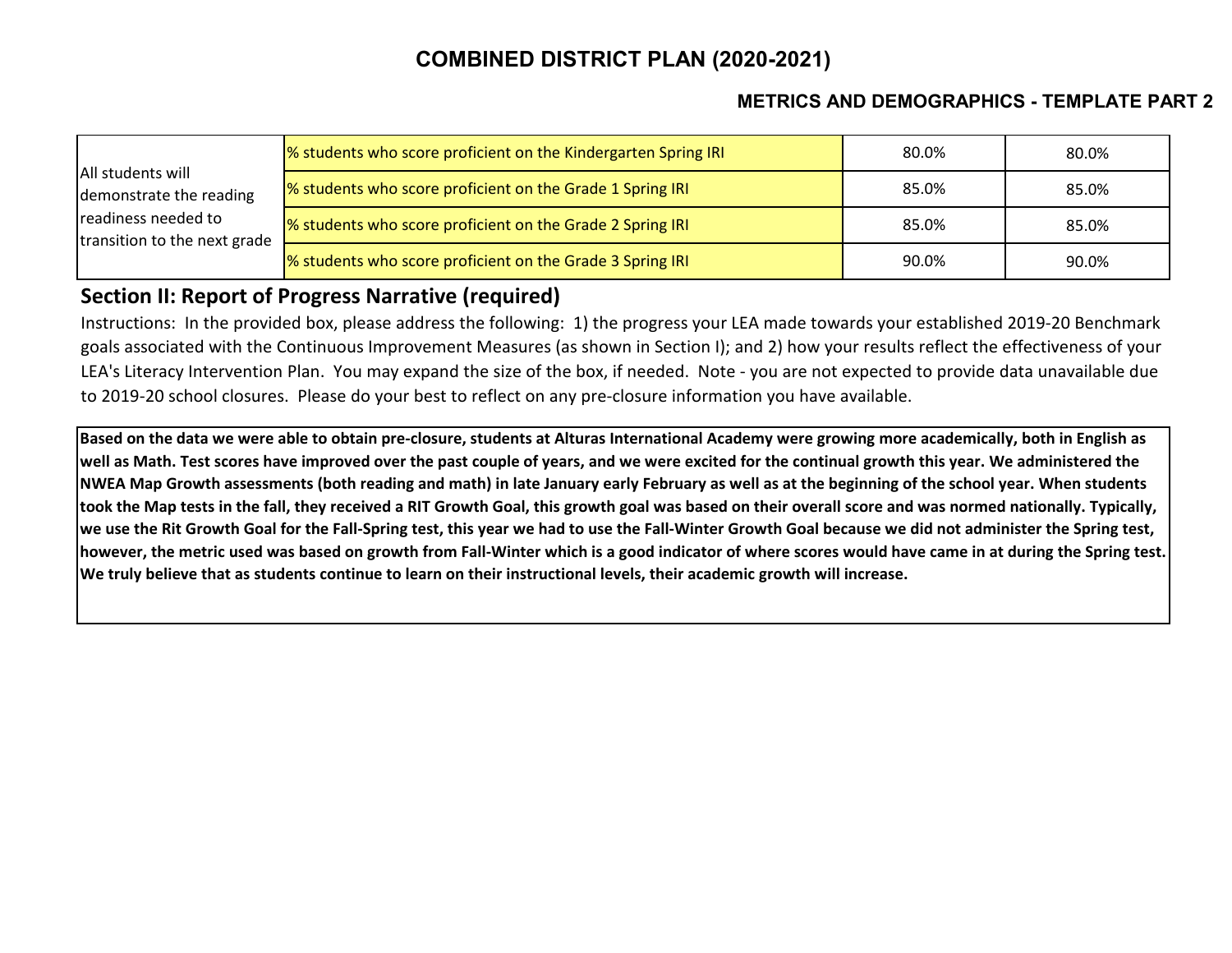# COMBINED DISTRICT PLAN (2020-2021)

## METRICS AND DEMOGRAPHICS - TEMPLATE PART 2

| | | | |
|---|---|---|---|
| All students will demonstrate the reading readiness needed to transition to the next grade | % students who score proficient on the Kindergarten Spring IRI | 80.0% | 80.0% |
| | % students who score proficient on the Grade 1 Spring IRI | 85.0% | 85.0% |
| | % students who score proficient on the Grade 2 Spring IRI | 85.0% | 85.0% |
| | % students who score proficient on the Grade 3 Spring IRI | 90.0% | 90.0% |

## Section II: Report of Progress Narrative (required)

Instructions: In the provided box, please address the following: 1) the progress your LEA made towards your established 2019-20 Benchmark goals associated with the Continuous Improvement Measures (as shown in Section I); and 2) how your results reflect the effectiveness of your LEA's Literacy Intervention Plan. You may expand the size of the box, if needed. Note - you are not expected to provide data unavailable due to 2019-20 school closures. Please do your best to reflect on any pre-closure information you have available.

**Based on the data we were able to obtain pre-closure, students at Alturas International Academy were growing more academically, both in English as well as Math. Test scores have improved over the past couple of years, and we were excited for the continual growth this year. We administered the NWEA Map Growth assessments (both reading and math) in late January early February as well as at the beginning of the school year. When students took the Map tests in the fall, they received a RIT Growth Goal, this growth goal was based on their overall score and was normed nationally. Typically, we use the Rit Growth Goal for the Fall-Spring test, this year we had to use the Fall-Winter Growth Goal because we did not administer the Spring test, however, the metric used was based on growth from Fall-Winter which is a good indicator of where scores would have came in at during the Spring test. We truly believe that as students continue to learn on their instructional levels, their academic growth will increase.**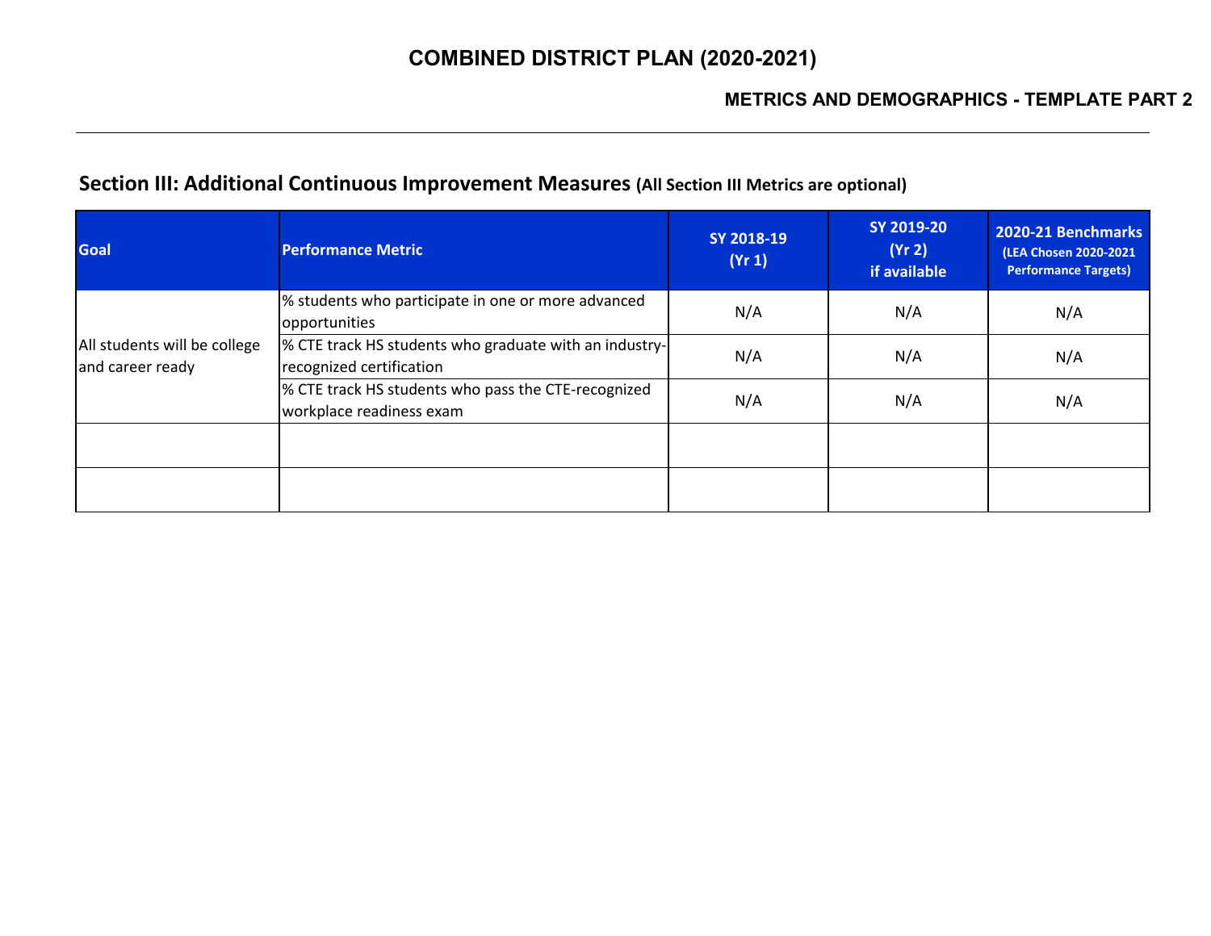# COMBINED DISTRICT PLAN (2020-2021)

## METRICS AND DEMOGRAPHICS - TEMPLATE PART 2

## Section III: Additional Continuous Improvement Measures (All Section III Metrics are optional)

| Goal | Performance Metric | SY 2018-19 (Yr 1) | SY 2019-20 (Yr 2) if available | 2020-21 Benchmarks (LEA Chosen 2020-2021 Performance Targets) |
|---|---|---|---|---|
| All students will be college and career ready | % students who participate in one or more advanced opportunities | N/A | N/A | N/A |
| | % CTE track HS students who graduate with an industry-recognized certification | N/A | N/A | N/A |
| | % CTE track HS students who pass the CTE-recognized workplace readiness exam | N/A | N/A | N/A |
| | | | | |
| | | | | |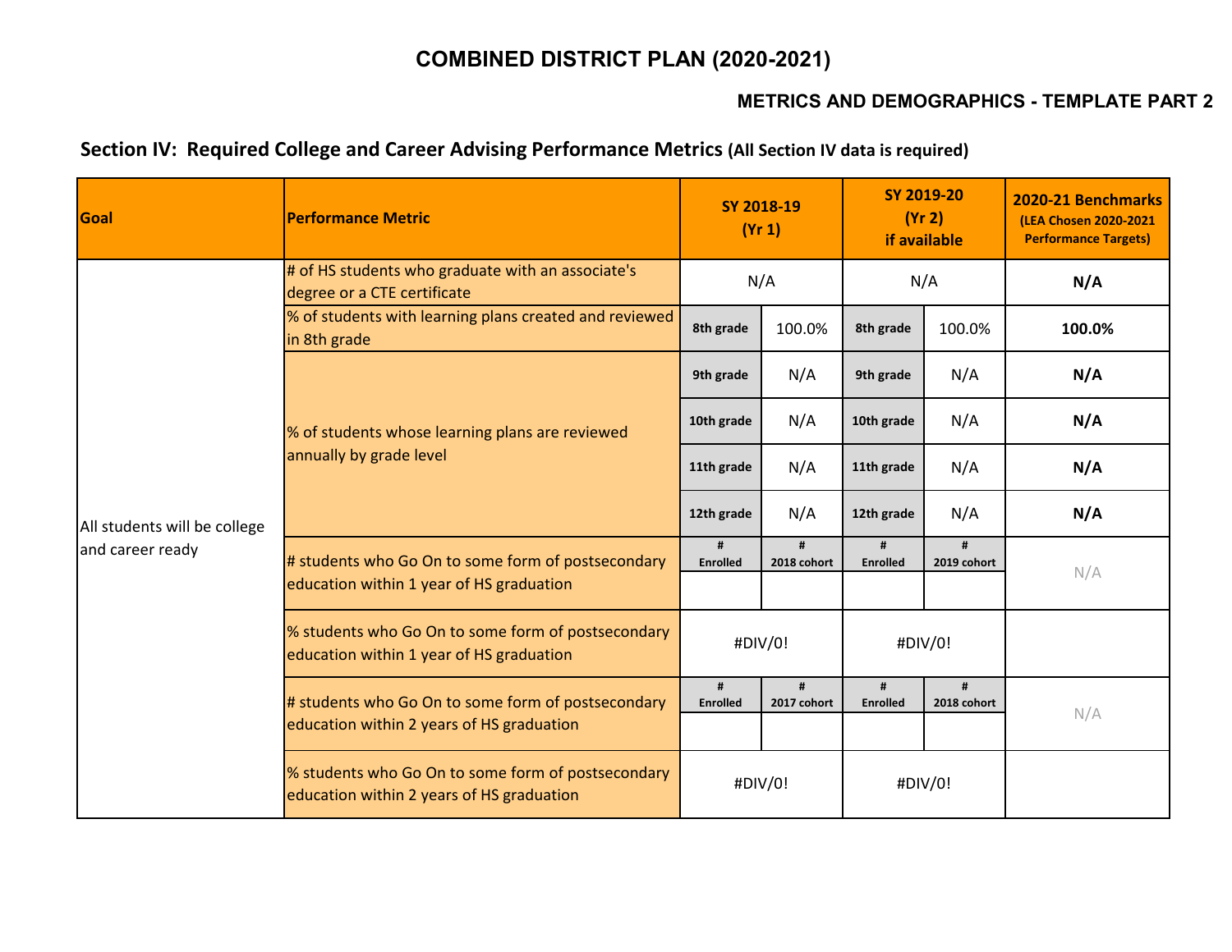# COMBINED DISTRICT PLAN (2020-2021)

## METRICS AND DEMOGRAPHICS - TEMPLATE PART 2

### Section IV: Required College and Career Advising Performance Metrics (All Section IV data is required)

| Goal | Performance Metric | SY 2018-19 (Yr 1) | | SY 2019-20 (Yr 2) if available | | 2020-21 Benchmarks (LEA Chosen 2020-2021 Performance Targets) |
|---|---|---|---|---|---|---|
| All students will be college and career ready | # of HS students who graduate with an associate's degree or a CTE certificate | N/A | | N/A | | **N/A** |
| | % of students with learning plans created and reviewed in 8th grade | 8th grade | 100.0% | 8th grade | 100.0% | **100.0%** |
| | % of students whose learning plans are reviewed annually by grade level | 9th grade | N/A | 9th grade | N/A | **N/A** |
| | | 10th grade | N/A | 10th grade | N/A | **N/A** |
| | | 11th grade | N/A | 11th grade | N/A | **N/A** |
| | | 12th grade | N/A | 12th grade | N/A | **N/A** |
| | # students who Go On to some form of postsecondary education within 1 year of HS graduation | # Enrolled | # 2018 cohort | # Enrolled | # 2019 cohort | N/A |
| | | | | | | |
| | % students who Go On to some form of postsecondary education within 1 year of HS graduation | #DIV/0! | | #DIV/0! | | |
| | # students who Go On to some form of postsecondary education within 2 years of HS graduation | # Enrolled | # 2017 cohort | # Enrolled | # 2018 cohort | N/A |
| | | | | | | |
| | % students who Go On to some form of postsecondary education within 2 years of HS graduation | #DIV/0! | | #DIV/0! | | |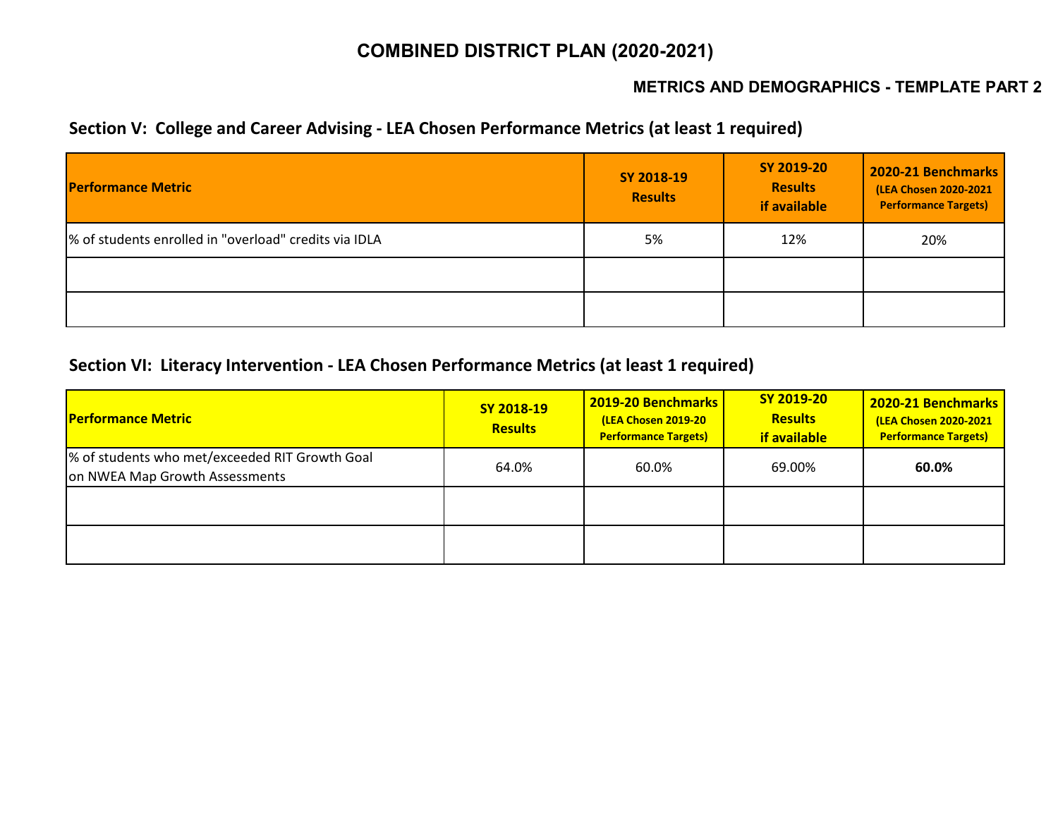# COMBINED DISTRICT PLAN (2020-2021)

### METRICS AND DEMOGRAPHICS - TEMPLATE PART 2

## Section V: College and Career Advising - LEA Chosen Performance Metrics (at least 1 required)

| Performance Metric | SY 2018-19 Results | SY 2019-20 Results if available | 2020-21 Benchmarks (LEA Chosen 2020-2021 Performance Targets) |
|---|---|---|---|
| % of students enrolled in "overload" credits via IDLA | 5% | 12% | 20% |
| | | | |
| | | | |

## Section VI: Literacy Intervention - LEA Chosen Performance Metrics (at least 1 required)

| Performance Metric | SY 2018-19 Results | 2019-20 Benchmarks (LEA Chosen 2019-20 Performance Targets) | SY 2019-20 Results if available | 2020-21 Benchmarks (LEA Chosen 2020-2021 Performance Targets) |
|---|---|---|---|---|
| % of students who met/exceeded RIT Growth Goal on NWEA Map Growth Assessments | 64.0% | 60.0% | 69.00% | **60.0%** |
| | | | | |
| | | | | |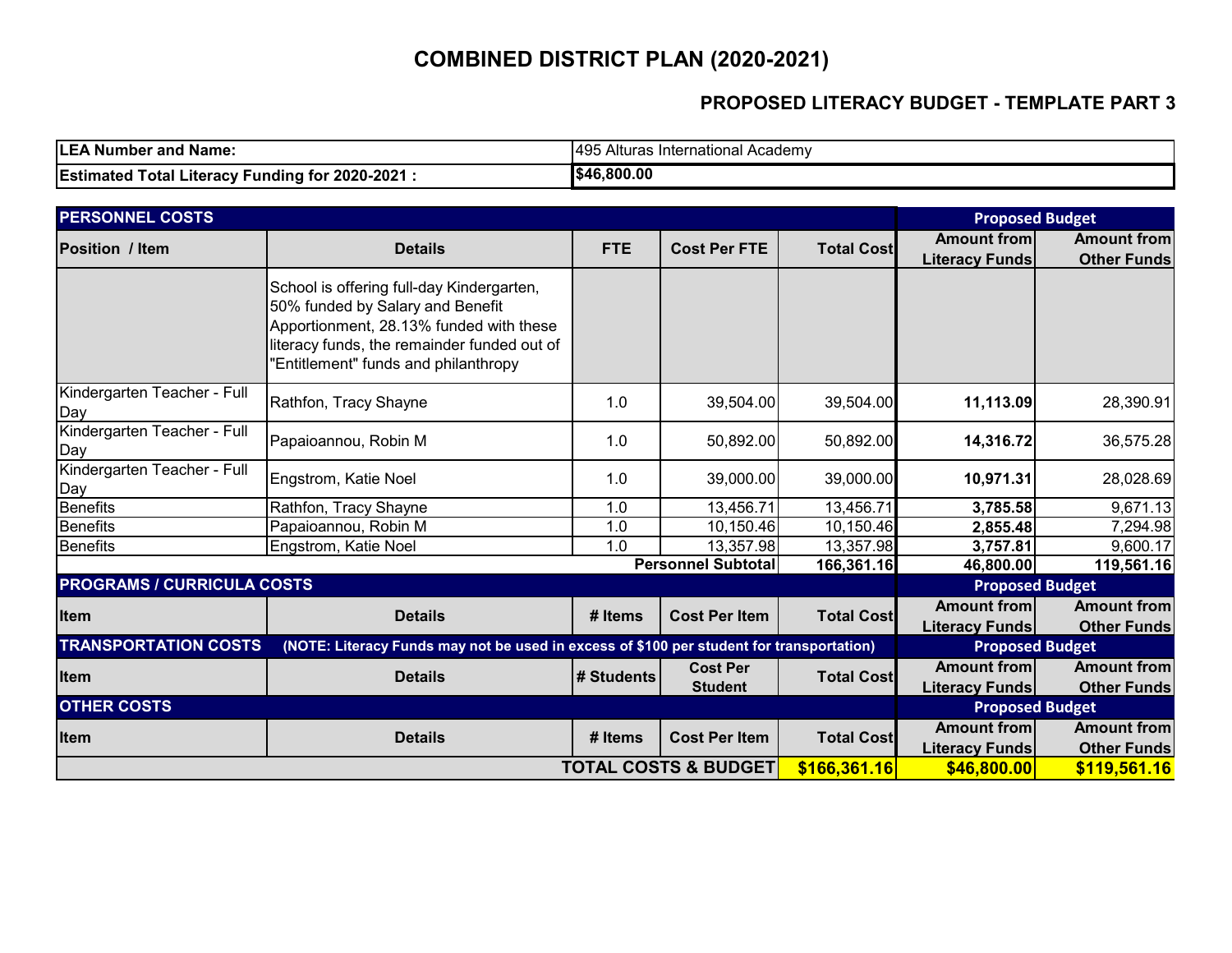# COMBINED DISTRICT PLAN (2020-2021)

## PROPOSED LITERACY BUDGET - TEMPLATE PART 3

| | |
|---|---|
| **LEA Number and Name:** | 495 Alturas International Academy |
| **Estimated Total Literacy Funding for 2020-2021 :** | **$46,800.00** |

| **PERSONNEL COSTS** | | | | | **Proposed Budget** | |
|---|---|---|---|---|---|---|
| **Position / Item** | **Details** | **FTE** | **Cost Per FTE** | **Total Cost** | **Amount from Literacy Funds** | **Amount from Other Funds** |
| | School is offering full-day Kindergarten, 50% funded by Salary and Benefit Apportionment, 28.13% funded with these literacy funds, the remainder funded out of "Entitlement" funds and philanthropy | | | | | |
| Kindergarten Teacher - Full Day | Rathfon, Tracy Shayne | 1.0 | 39,504.00 | 39,504.00 | **11,113.09** | 28,390.91 |
| Kindergarten Teacher - Full Day | Papaioannou, Robin M | 1.0 | 50,892.00 | 50,892.00 | **14,316.72** | 36,575.28 |
| Kindergarten Teacher - Full Day | Engstrom, Katie Noel | 1.0 | 39,000.00 | 39,000.00 | **10,971.31** | 28,028.69 |
| Benefits | Rathfon, Tracy Shayne | 1.0 | 13,456.71 | 13,456.71 | **3,785.58** | 9,671.13 |
| Benefits | Papaioannou, Robin M | 1.0 | 10,150.46 | 10,150.46 | **2,855.48** | 7,294.98 |
| Benefits | Engstrom, Katie Noel | 1.0 | 13,357.98 | 13,357.98 | **3,757.81** | 9,600.17 |
| | | | **Personnel Subtotal** | **166,361.16** | **46,800.00** | **119,561.16** |
| **PROGRAMS / CURRICULA COSTS** | | | | | **Proposed Budget** | |
| **Item** | **Details** | **# Items** | **Cost Per Item** | **Total Cost** | **Amount from Literacy Funds** | **Amount from Other Funds** |
| **TRANSPORTATION COSTS** | **(NOTE: Literacy Funds may not be used in excess of $100 per student for transportation)** | | | | **Proposed Budget** | |
| **Item** | **Details** | **# Students** | **Cost Per Student** | **Total Cost** | **Amount from Literacy Funds** | **Amount from Other Funds** |
| **OTHER COSTS** | | | | | **Proposed Budget** | |
| **Item** | **Details** | **# Items** | **Cost Per Item** | **Total Cost** | **Amount from Literacy Funds** | **Amount from Other Funds** |
| | | | **TOTAL COSTS & BUDGET** | **$166,361.16** | **$46,800.00** | **$119,561.16** |